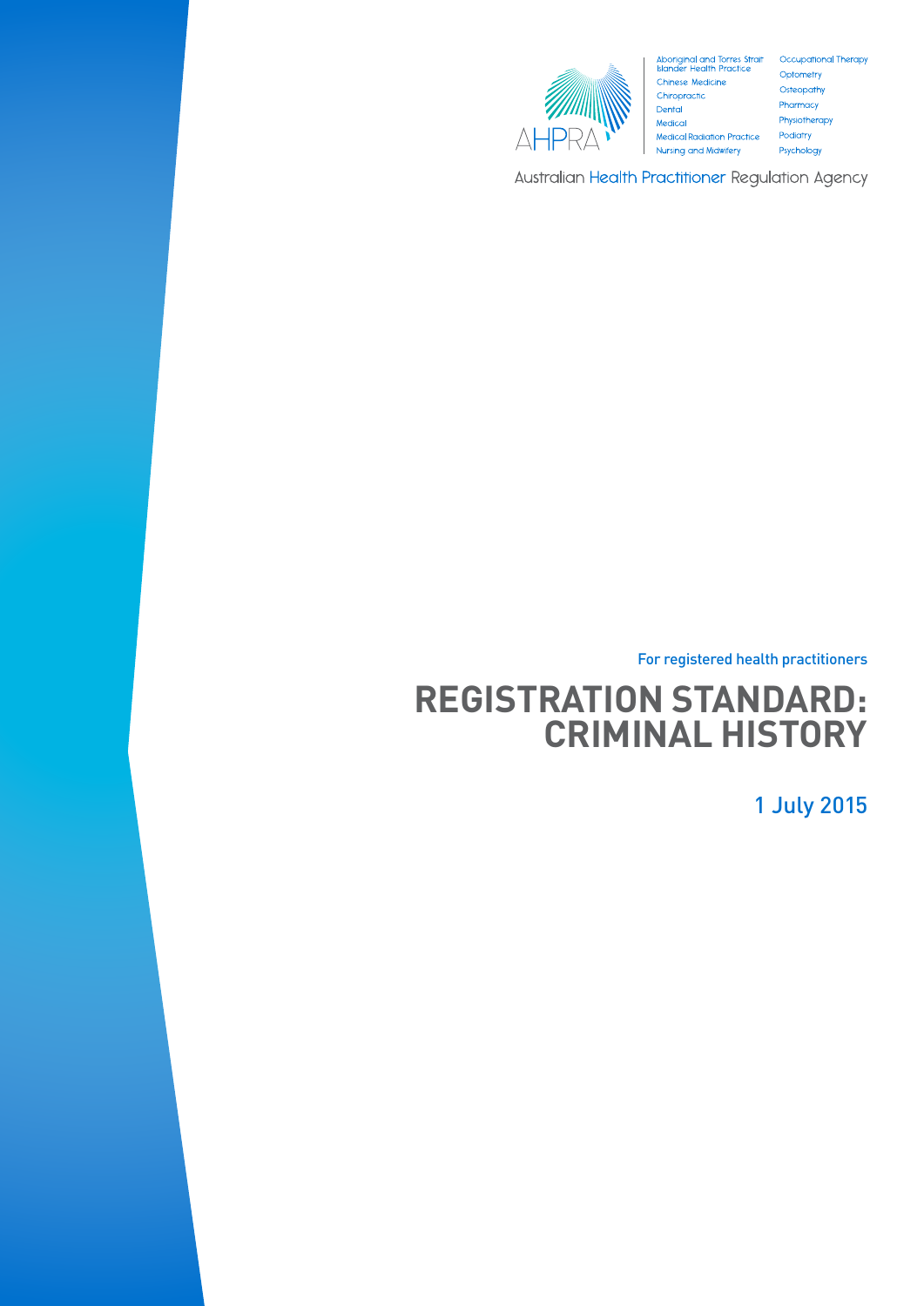AHPRA

Aboriginal and Torres Strait Islander Health Practice
Chinese Medicine
Chiropractic
Dental
Medical
Medical Radiation Practice
Nursing and Midwifery
Occupational Therapy
Optometry
Osteopathy
Pharmacy
Physiotherapy
Podiatry
Psychology

Australian Health Practitioner Regulation Agency

For registered health practitioners

# REGISTRATION STANDARD: CRIMINAL HISTORY

1 July 2015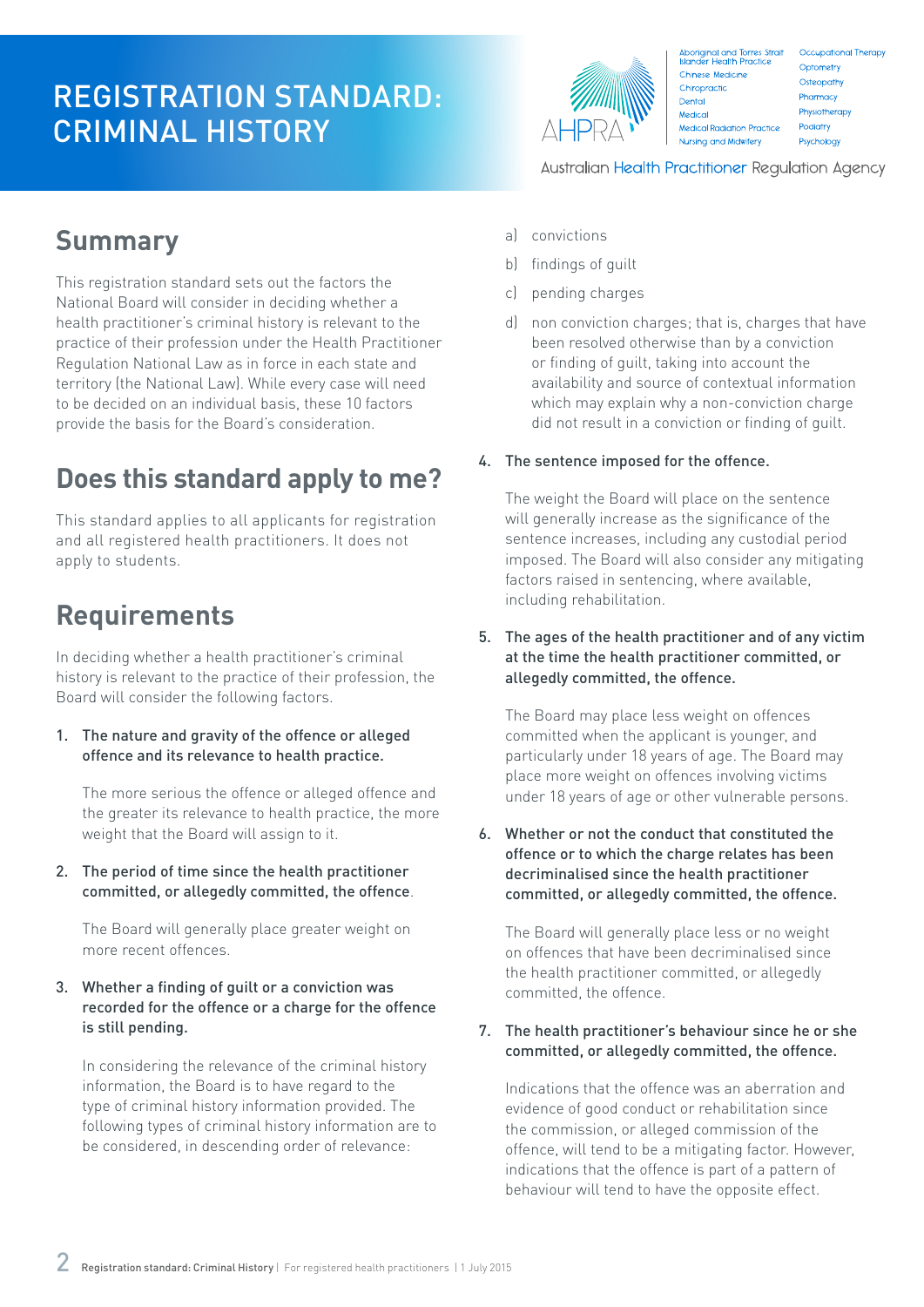# REGISTRATION STANDARD: CRIMINAL HISTORY

Aboriginal and Torres Strait Islander Health Practice
Chinese Medicine
Chiropractic
Dental
Medical
Medical Radiation Practice
Nursing and Midwifery
Occupational Therapy
Optometry
Osteopathy
Pharmacy
Physiotherapy
Podiatry
Psychology

Australian Health Practitioner Regulation Agency

## Summary

This registration standard sets out the factors the National Board will consider in deciding whether a health practitioner's criminal history is relevant to the practice of their profession under the Health Practitioner Regulation National Law as in force in each state and territory (the National Law). While every case will need to be decided on an individual basis, these 10 factors provide the basis for the Board's consideration.

## Does this standard apply to me?

This standard applies to all applicants for registration and all registered health practitioners. It does not apply to students.

## Requirements

In deciding whether a health practitioner's criminal history is relevant to the practice of their profession, the Board will consider the following factors.

1. **The nature and gravity of the offence or alleged offence and its relevance to health practice.**

   The more serious the offence or alleged offence and the greater its relevance to health practice, the more weight that the Board will assign to it.

2. **The period of time since the health practitioner committed, or allegedly committed, the offence.**

   The Board will generally place greater weight on more recent offences.

3. **Whether a finding of guilt or a conviction was recorded for the offence or a charge for the offence is still pending.**

   In considering the relevance of the criminal history information, the Board is to have regard to the type of criminal history information provided. The following types of criminal history information are to be considered, in descending order of relevance:

   a) convictions
   
   b) findings of guilt
   
   c) pending charges
   
   d) non conviction charges; that is, charges that have been resolved otherwise than by a conviction or finding of guilt, taking into account the availability and source of contextual information which may explain why a non-conviction charge did not result in a conviction or finding of guilt.

4. **The sentence imposed for the offence.**

   The weight the Board will place on the sentence will generally increase as the significance of the sentence increases, including any custodial period imposed. The Board will also consider any mitigating factors raised in sentencing, where available, including rehabilitation.

5. **The ages of the health practitioner and of any victim at the time the health practitioner committed, or allegedly committed, the offence.**

   The Board may place less weight on offences committed when the applicant is younger, and particularly under 18 years of age. The Board may place more weight on offences involving victims under 18 years of age or other vulnerable persons.

6. **Whether or not the conduct that constituted the offence or to which the charge relates has been decriminalised since the health practitioner committed, or allegedly committed, the offence.**

   The Board will generally place less or no weight on offences that have been decriminalised since the health practitioner committed, or allegedly committed, the offence.

7. **The health practitioner's behaviour since he or she committed, or allegedly committed, the offence.**

   Indications that the offence was an aberration and evidence of good conduct or rehabilitation since the commission, or alleged commission of the offence, will tend to be a mitigating factor. However, indications that the offence is part of a pattern of behaviour will tend to have the opposite effect.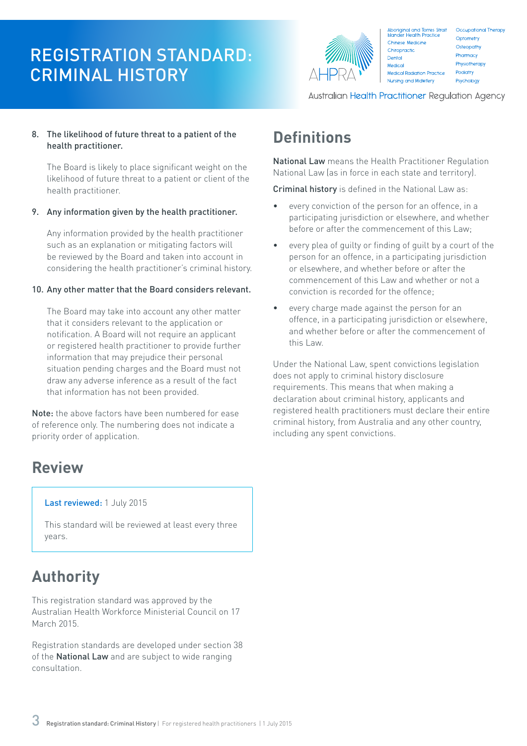8. **The likelihood of future threat to a patient of the health practitioner.**

   The Board is likely to place significant weight on the likelihood of future threat to a patient or client of the health practitioner.

9. **Any information given by the health practitioner.**

   Any information provided by the health practitioner such as an explanation or mitigating factors will be reviewed by the Board and taken into account in considering the health practitioner's criminal history.

10. **Any other matter that the Board considers relevant.**

    The Board may take into account any other matter that it considers relevant to the application or notification. A Board will not require an applicant or registered health practitioner to provide further information that may prejudice their personal situation pending charges and the Board must not draw any adverse inference as a result of the fact that information has not been provided.

**Note:** the above factors have been numbered for ease of reference only. The numbering does not indicate a priority order of application.

## Review

**Last reviewed:** 1 July 2015

This standard will be reviewed at least every three years.

## Authority

This registration standard was approved by the Australian Health Workforce Ministerial Council on 17 March 2015.

Registration standards are developed under section 38 of the **National Law** and are subject to wide ranging consultation.

## Definitions

**National Law** means the Health Practitioner Regulation National Law (as in force in each state and territory).

**Criminal history** is defined in the National Law as:

- every conviction of the person for an offence, in a participating jurisdiction or elsewhere, and whether before or after the commencement of this Law;
- every plea of guilty or finding of guilt by a court of the person for an offence, in a participating jurisdiction or elsewhere, and whether before or after the commencement of this Law and whether or not a conviction is recorded for the offence;
- every charge made against the person for an offence, in a participating jurisdiction or elsewhere, and whether before or after the commencement of this Law.

Under the National Law, spent convictions legislation does not apply to criminal history disclosure requirements. This means that when making a declaration about criminal history, applicants and registered health practitioners must declare their entire criminal history, from Australia and any other country, including any spent convictions.